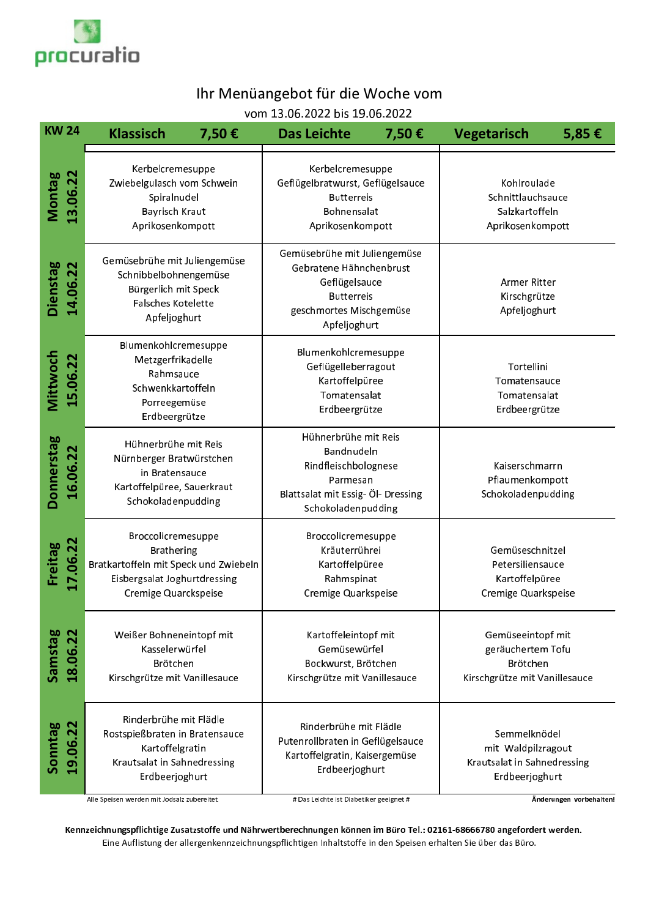procuratio

# Ihr Menüangebot für die Woche vom

vom 13.06.2022 bis 19.06.2022

| KW 24 | Klassisch 7,50 € | Das Leichte 7,50 € | Vegetarisch 5,85 € |
|---|---|---|---|
| Montag 13.06.22 | Kerbelcremesuppe<br>Zwiebelgulasch vom Schwein<br>Spiralnudel<br>Bayrisch Kraut<br>Aprikosenkompott | Kerbelcremesuppe<br>Geflügelbratwurst, Geflügelsauce<br>Butterreis<br>Bohnensalat<br>Aprikosenkompott | Kohlroulade<br>Schnittlauchsauce<br>Salzkartoffeln<br>Aprikosenkompott |
| Dienstag 14.06.22 | Gemüsebrühe mit Juliengemüse<br>Schnibbelbohnengemüse<br>Bürgerlich mit Speck<br>Falsches Kotelette<br>Apfeljoghurt | Gemüsebrühe mit Juliengemüse<br>Gebratene Hähnchenbrust<br>Geflügelsauce<br>Butterreis<br>geschmortes Mischgemüse<br>Apfeljoghurt | Armer Ritter<br>Kirschgrütze<br>Apfeljoghurt |
| Mittwoch 15.06.22 | Blumenkohlcremesuppe<br>Metzgerfrikadelle<br>Rahmsauce<br>Schwenkkartoffeln<br>Porreegemüse<br>Erdbeergrütze | Blumenkohlcremesuppe<br>Geflügelleberragout<br>Kartoffelpüree<br>Tomatensalat<br>Erdbeergrütze | Tortellini<br>Tomatensauce<br>Tomatensalat<br>Erdbeergrütze |
| Donnerstag 16.06.22 | Hühnerbrühe mit Reis<br>Nürnberger Bratwürstchen<br>in Bratensauce<br>Kartoffelpüree, Sauerkraut<br>Schokoladenpudding | Hühnerbrühe mit Reis<br>Bandnudeln<br>Rindfleischbolognese<br>Parmesan<br>Blattsalat mit Essig- Öl- Dressing<br>Schokoladenpudding | Kaiserschmarrn<br>Pflaumenkompott<br>Schokoladenpudding |
| Freitag 17.06.22 | Broccolicremesuppe<br>Brathering<br>Bratkartoffeln mit Speck und Zwiebeln<br>Eisbergsalat Joghurtdressing<br>Cremige Quarckspeise | Broccolicremesuppe<br>Kräuterrührei<br>Kartoffelpüree<br>Rahmspinat<br>Cremige Quarkspeise | Gemüseschnitzel<br>Petersiliensauce<br>Kartoffelpüree<br>Cremige Quarkspeise |
| Samstag 18.06.22 | Weißer Bohneneintopf mit<br>Kasselerwürfel<br>Brötchen<br>Kirschgrütze mit Vanillesauce | Kartoffeleintopf mit<br>Gemüsewürfel<br>Bockwurst, Brötchen<br>Kirschgrütze mit Vanillesauce | Gemüseeintopf mit<br>geräuchertem Tofu<br>Brötchen<br>Kirschgrütze mit Vanillesauce |
| Sonntag 19.06.22 | Rinderbrühe mit Flädle<br>Rostspießbraten in Bratensauce<br>Kartoffelgratin<br>Krautsalat in Sahnedressing<br>Erdbeerjoghurt | Rinderbrühe mit Flädle<br>Putenrollbraten in Geflügelsauce<br>Kartoffelgratin, Kaisergemüse<br>Erdbeerjoghurt | Semmelknödel<br>mit Waldpilzragout<br>Krautsalat in Sahnedressing<br>Erdbeerjoghurt |

Alle Speisen werden mit Jodsalz zubereitet. # Das Leichte ist Diabetiker geeignet # **Änderungen vorbehalten!**

**Kennzeichnungspflichtige Zusatzstoffe und Nährwertberechnungen können im Büro Tel.: 02161-68666780 angefordert werden.**

Eine Auflistung der allergenkennzeichnungspflichtigen Inhaltstoffe in den Speisen erhalten Sie über das Büro.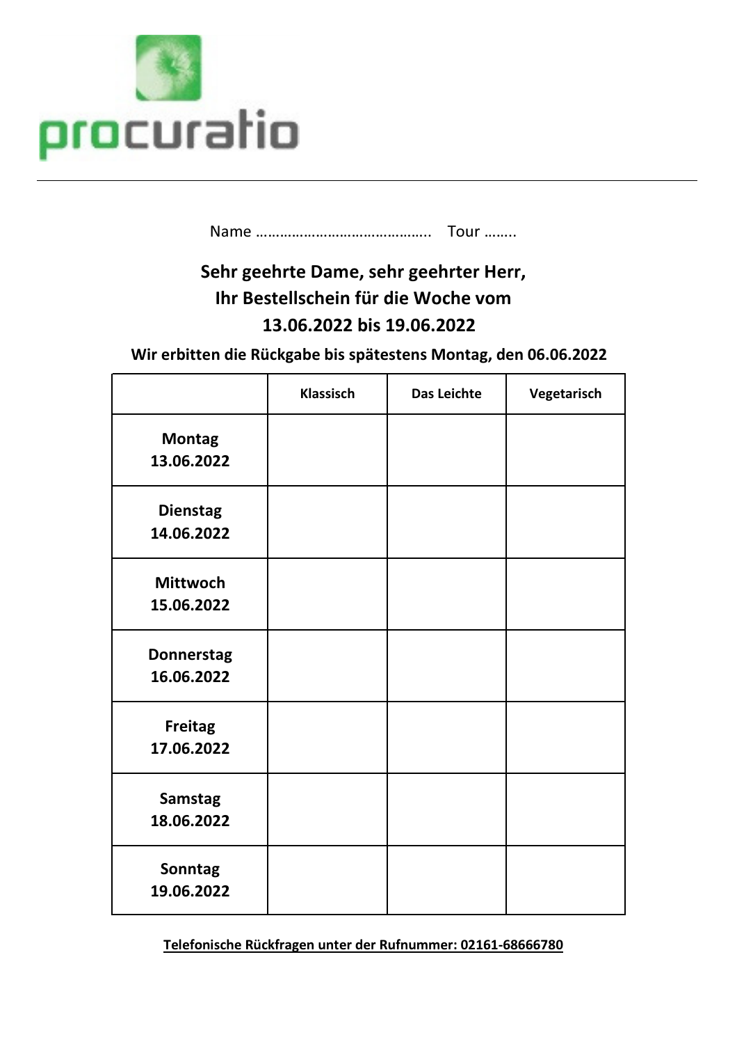procuratio

Name …………………………………….. Tour ……..

**Sehr geehrte Dame, sehr geehrter Herr,**
**Ihr Bestellschein für die Woche vom**
**13.06.2022 bis 19.06.2022**

**Wir erbitten die Rückgabe bis spätestens Montag, den 06.06.2022**

| | Klassisch | Das Leichte | Vegetarisch |
|---|---|---|---|
| **Montag 13.06.2022** | | | |
| **Dienstag 14.06.2022** | | | |
| **Mittwoch 15.06.2022** | | | |
| **Donnerstag 16.06.2022** | | | |
| **Freitag 17.06.2022** | | | |
| **Samstag 18.06.2022** | | | |
| **Sonntag 19.06.2022** | | | |

**Telefonische Rückfragen unter der Rufnummer: 02161-68666780**